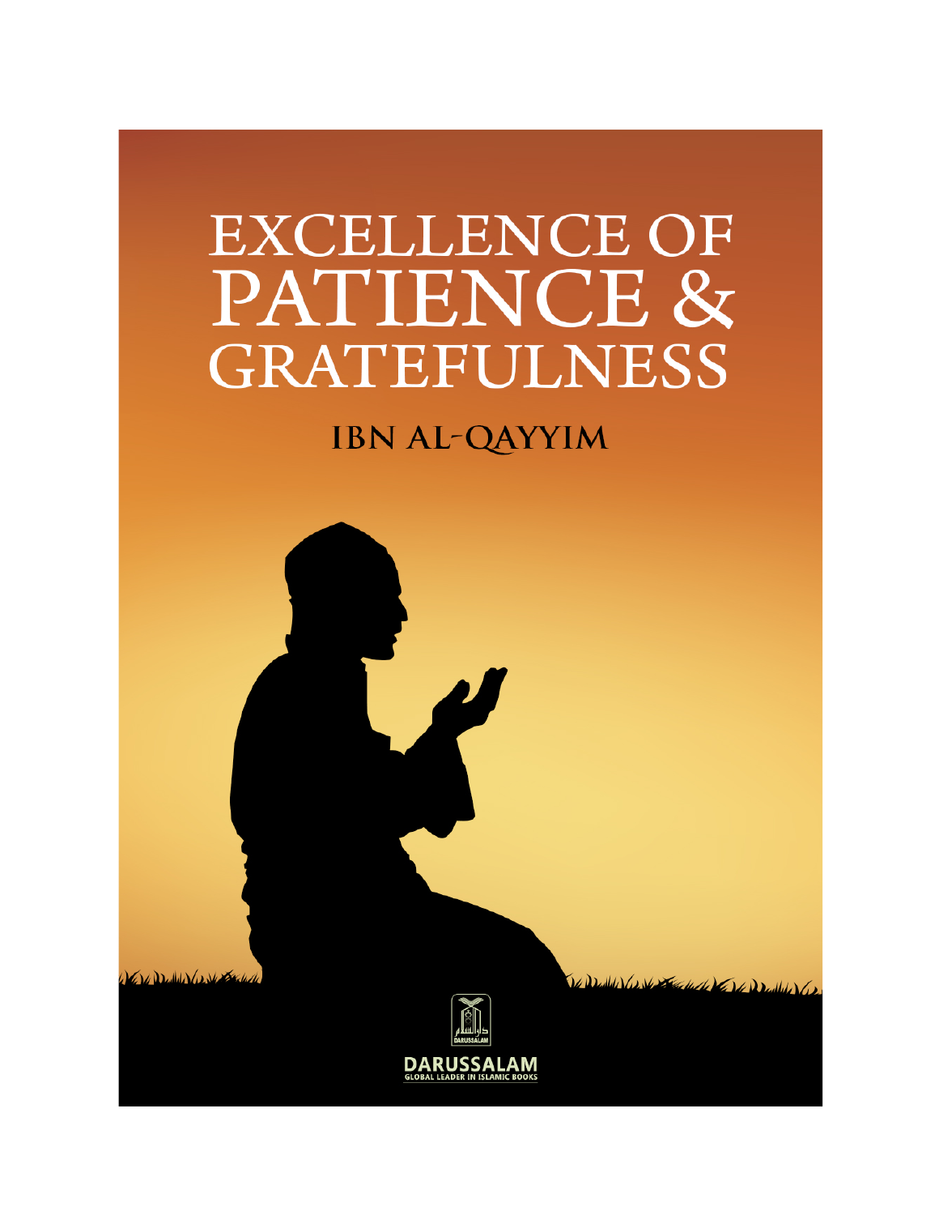# EXCELLENCE OF PATIENCE & GRATEFULNESS

## IBN AL-QAYYIM

DARUSSALAM

GLOBAL LEADER IN ISLAMIC BOOKS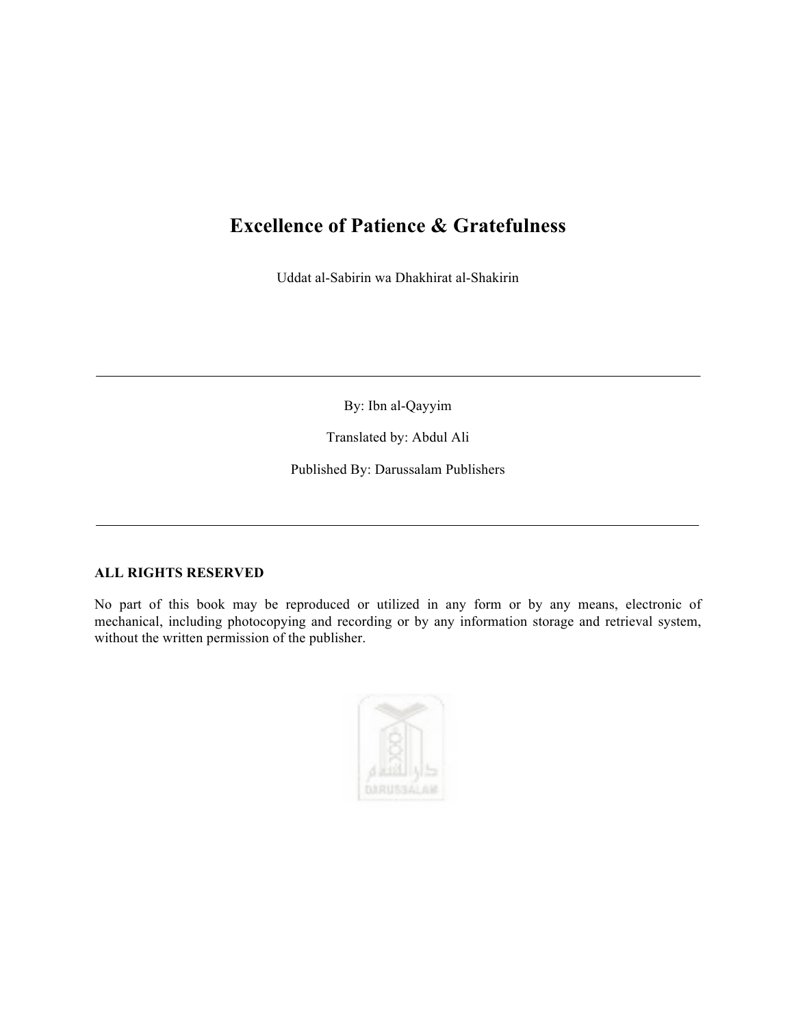# Excellence of Patience & Gratefulness

Uddat al-Sabirin wa Dhakhirat al-Shakirin

---

By: Ibn al-Qayyim

Translated by: Abdul Ali

Published By: Darussalam Publishers

---

**ALL RIGHTS RESERVED**

No part of this book may be reproduced or utilized in any form or by any means, electronic of mechanical, including photocopying and recording or by any information storage and retrieval system, without the written permission of the publisher.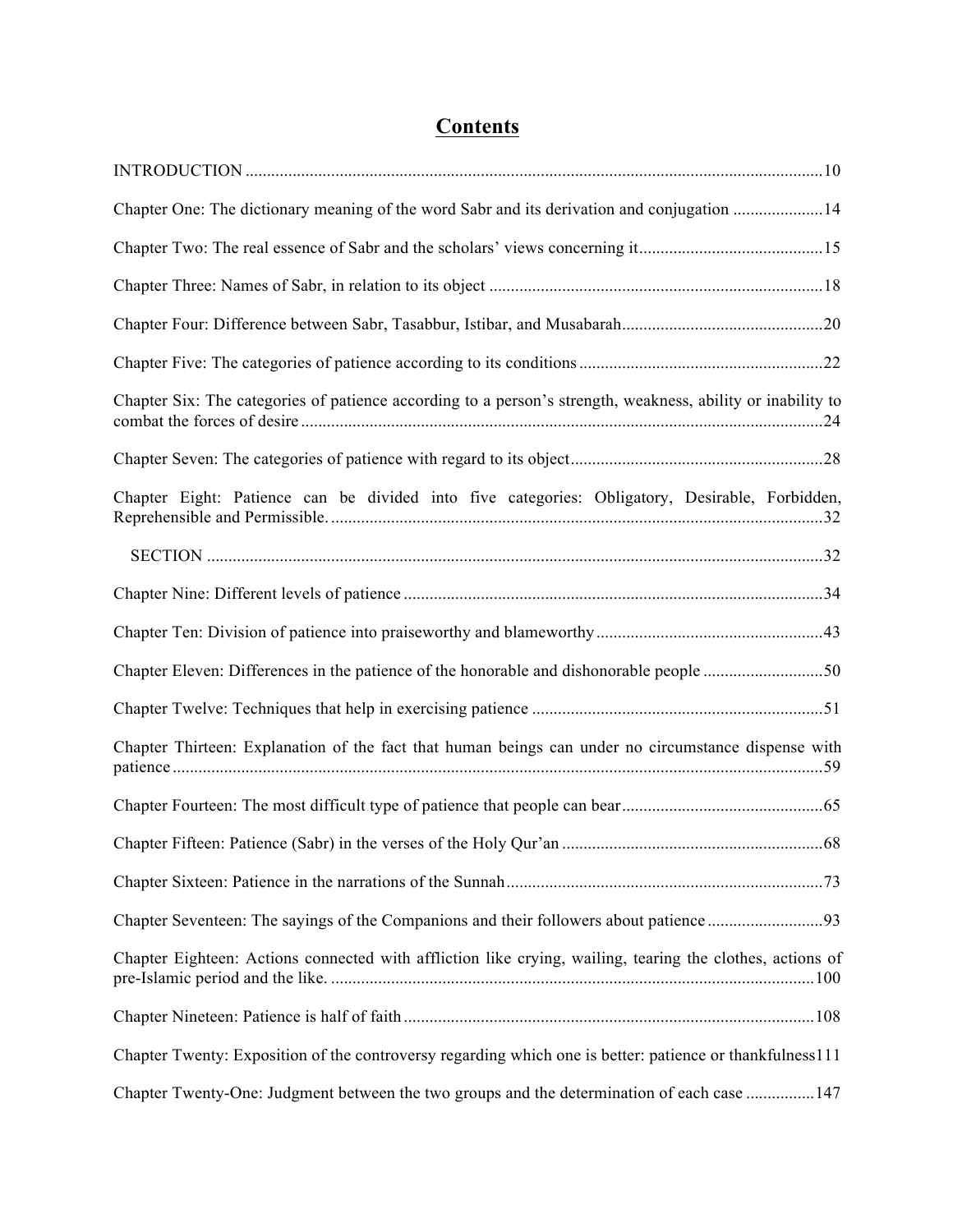# Contents

INTRODUCTION ..... 10

Chapter One: The dictionary meaning of the word Sabr and its derivation and conjugation ..... 14

Chapter Two: The real essence of Sabr and the scholars' views concerning it ..... 15

Chapter Three: Names of Sabr, in relation to its object ..... 18

Chapter Four: Difference between Sabr, Tasabbur, Istibar, and Musabarah ..... 20

Chapter Five: The categories of patience according to its conditions ..... 22

Chapter Six: The categories of patience according to a person's strength, weakness, ability or inability to combat the forces of desire ..... 24

Chapter Seven: The categories of patience with regard to its object ..... 28

Chapter Eight: Patience can be divided into five categories: Obligatory, Desirable, Forbidden, Reprehensible and Permissible. ..... 32

SECTION ..... 32

Chapter Nine: Different levels of patience ..... 34

Chapter Ten: Division of patience into praiseworthy and blameworthy ..... 43

Chapter Eleven: Differences in the patience of the honorable and dishonorable people ..... 50

Chapter Twelve: Techniques that help in exercising patience ..... 51

Chapter Thirteen: Explanation of the fact that human beings can under no circumstance dispense with patience ..... 59

Chapter Fourteen: The most difficult type of patience that people can bear ..... 65

Chapter Fifteen: Patience (Sabr) in the verses of the Holy Qur'an ..... 68

Chapter Sixteen: Patience in the narrations of the Sunnah ..... 73

Chapter Seventeen: The sayings of the Companions and their followers about patience ..... 93

Chapter Eighteen: Actions connected with affliction like crying, wailing, tearing the clothes, actions of pre-Islamic period and the like. ..... 100

Chapter Nineteen: Patience is half of faith ..... 108

Chapter Twenty: Exposition of the controversy regarding which one is better: patience or thankfulness ..... 111

Chapter Twenty-One: Judgment between the two groups and the determination of each case ..... 147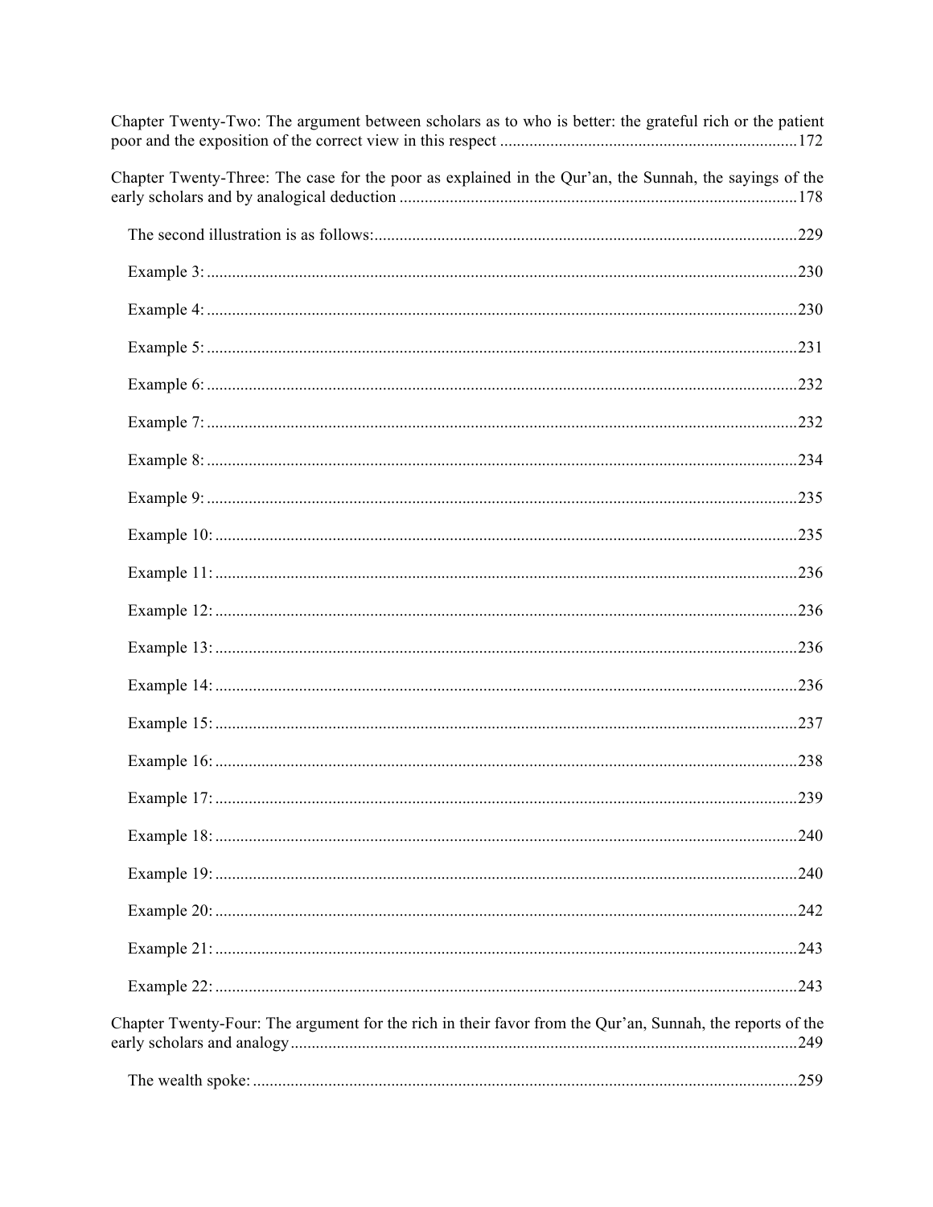Chapter Twenty-Two: The argument between scholars as to who is better: the grateful rich or the patient poor and the exposition of the correct view in this respect ...................................................................... 172

Chapter Twenty-Three: The case for the poor as explained in the Qur'an, the Sunnah, the sayings of the early scholars and by analogical deduction ............................................................................................. 178

- The second illustration is as follows: ................................................................................................ 229
- Example 3: ......................................................................................................................................... 230
- Example 4: ......................................................................................................................................... 230
- Example 5: ......................................................................................................................................... 231
- Example 6: ......................................................................................................................................... 232
- Example 7: ......................................................................................................................................... 232
- Example 8: ......................................................................................................................................... 234
- Example 9: ......................................................................................................................................... 235
- Example 10: ....................................................................................................................................... 235
- Example 11: ....................................................................................................................................... 236
- Example 12: ....................................................................................................................................... 236
- Example 13: ....................................................................................................................................... 236
- Example 14: ....................................................................................................................................... 236
- Example 15: ....................................................................................................................................... 237
- Example 16: ....................................................................................................................................... 238
- Example 17: ....................................................................................................................................... 239
- Example 18: ....................................................................................................................................... 240
- Example 19: ....................................................................................................................................... 240
- Example 20: ....................................................................................................................................... 242
- Example 21: ....................................................................................................................................... 243
- Example 22: ....................................................................................................................................... 243

Chapter Twenty-Four: The argument for the rich in their favor from the Qur'an, Sunnah, the reports of the early scholars and analogy ....................................................................................................................... 249

- The wealth spoke: ............................................................................................................................... 259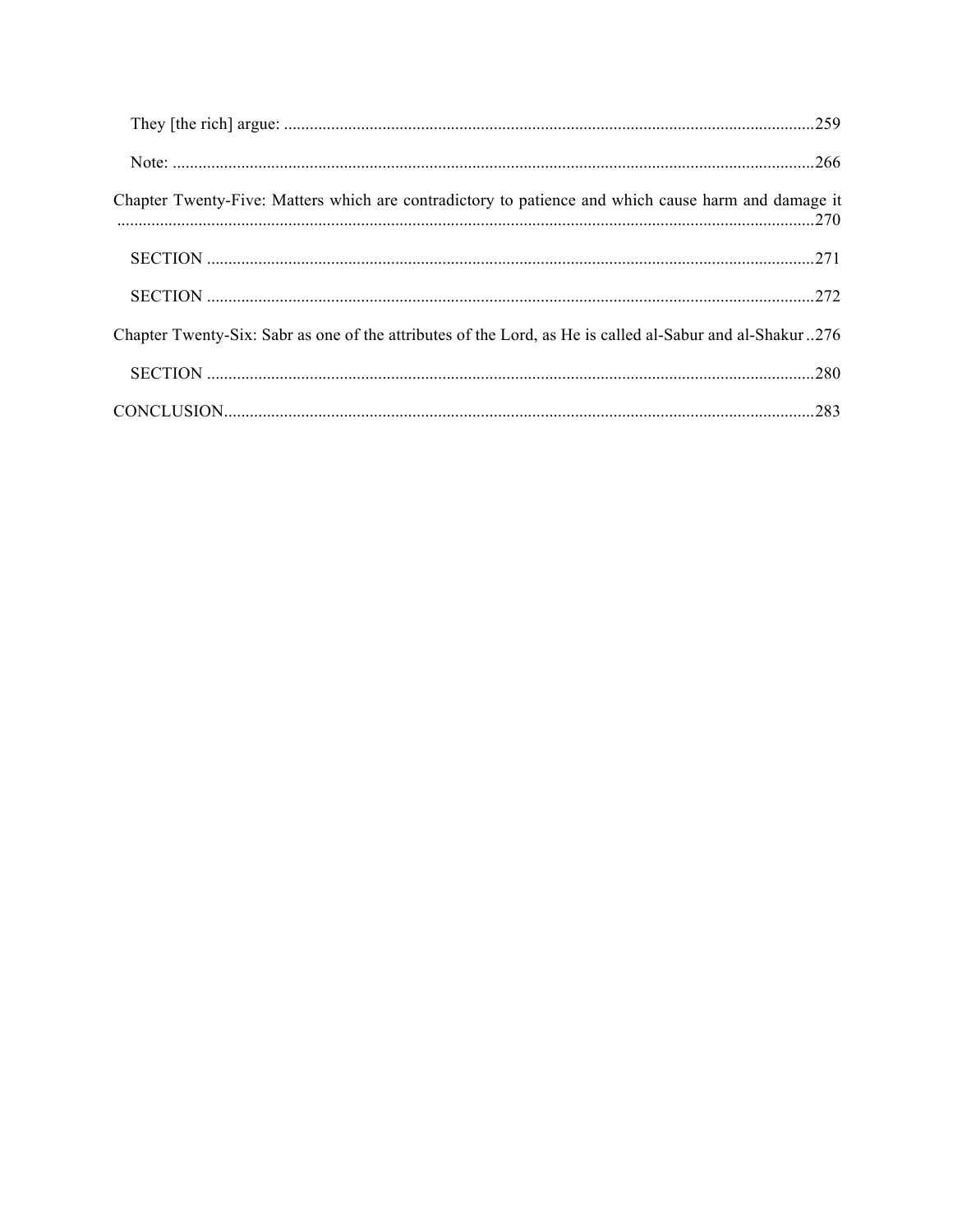They [the rich] argue: ..........................................................................................................................259

Note: ....................................................................................................................................266

Chapter Twenty-Five: Matters which are contradictory to patience and which cause harm and damage it ...................................................................................................................................................270

SECTION ............................................................................................................................271

SECTION ............................................................................................................................272

Chapter Twenty-Six: Sabr as one of the attributes of the Lord, as He is called al-Sabur and al-Shakur ..276

SECTION ............................................................................................................................280

CONCLUSION.........................................................................................................................283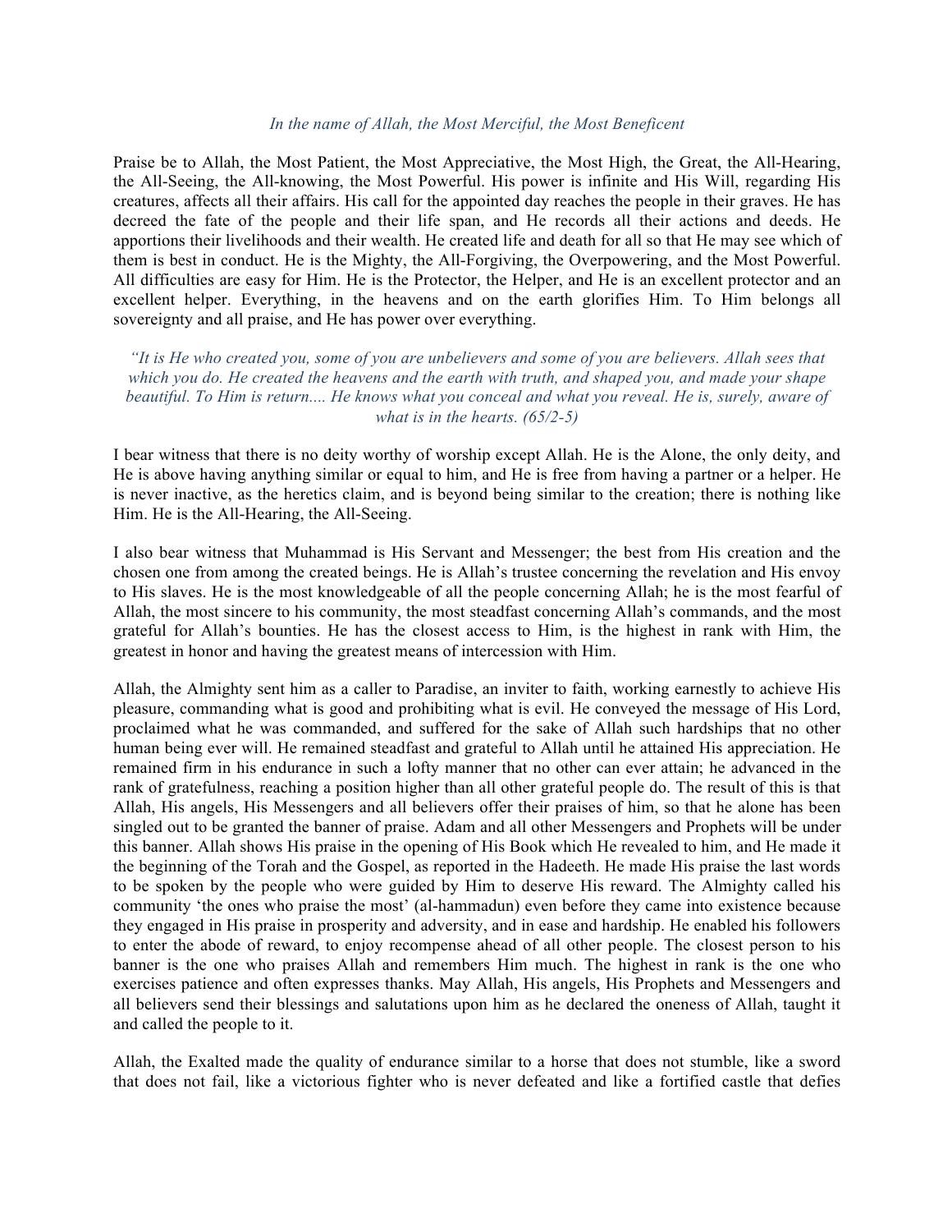*In the name of Allah, the Most Merciful, the Most Beneficent*

Praise be to Allah, the Most Patient, the Most Appreciative, the Most High, the Great, the All-Hearing, the All-Seeing, the All-knowing, the Most Powerful. His power is infinite and His Will, regarding His creatures, affects all their affairs. His call for the appointed day reaches the people in their graves. He has decreed the fate of the people and their life span, and He records all their actions and deeds. He apportions their livelihoods and their wealth. He created life and death for all so that He may see which of them is best in conduct. He is the Mighty, the All-Forgiving, the Overpowering, and the Most Powerful. All difficulties are easy for Him. He is the Protector, the Helper, and He is an excellent protector and an excellent helper. Everything, in the heavens and on the earth glorifies Him. To Him belongs all sovereignty and all praise, and He has power over everything.

*"It is He who created you, some of you are unbelievers and some of you are believers. Allah sees that which you do. He created the heavens and the earth with truth, and shaped you, and made your shape beautiful. To Him is return.... He knows what you conceal and what you reveal. He is, surely, aware of what is in the hearts. (65/2-5)*

I bear witness that there is no deity worthy of worship except Allah. He is the Alone, the only deity, and He is above having anything similar or equal to him, and He is free from having a partner or a helper. He is never inactive, as the heretics claim, and is beyond being similar to the creation; there is nothing like Him. He is the All-Hearing, the All-Seeing.

I also bear witness that Muhammad is His Servant and Messenger; the best from His creation and the chosen one from among the created beings. He is Allah's trustee concerning the revelation and His envoy to His slaves. He is the most knowledgeable of all the people concerning Allah; he is the most fearful of Allah, the most sincere to his community, the most steadfast concerning Allah's commands, and the most grateful for Allah's bounties. He has the closest access to Him, is the highest in rank with Him, the greatest in honor and having the greatest means of intercession with Him.

Allah, the Almighty sent him as a caller to Paradise, an inviter to faith, working earnestly to achieve His pleasure, commanding what is good and prohibiting what is evil. He conveyed the message of His Lord, proclaimed what he was commanded, and suffered for the sake of Allah such hardships that no other human being ever will. He remained steadfast and grateful to Allah until he attained His appreciation. He remained firm in his endurance in such a lofty manner that no other can ever attain; he advanced in the rank of gratefulness, reaching a position higher than all other grateful people do. The result of this is that Allah, His angels, His Messengers and all believers offer their praises of him, so that he alone has been singled out to be granted the banner of praise. Adam and all other Messengers and Prophets will be under this banner. Allah shows His praise in the opening of His Book which He revealed to him, and He made it the beginning of the Torah and the Gospel, as reported in the Hadeeth. He made His praise the last words to be spoken by the people who were guided by Him to deserve His reward. The Almighty called his community 'the ones who praise the most' (al-hammadun) even before they came into existence because they engaged in His praise in prosperity and adversity, and in ease and hardship. He enabled his followers to enter the abode of reward, to enjoy recompense ahead of all other people. The closest person to his banner is the one who praises Allah and remembers Him much. The highest in rank is the one who exercises patience and often expresses thanks. May Allah, His angels, His Prophets and Messengers and all believers send their blessings and salutations upon him as he declared the oneness of Allah, taught it and called the people to it.

Allah, the Exalted made the quality of endurance similar to a horse that does not stumble, like a sword that does not fail, like a victorious fighter who is never defeated and like a fortified castle that defies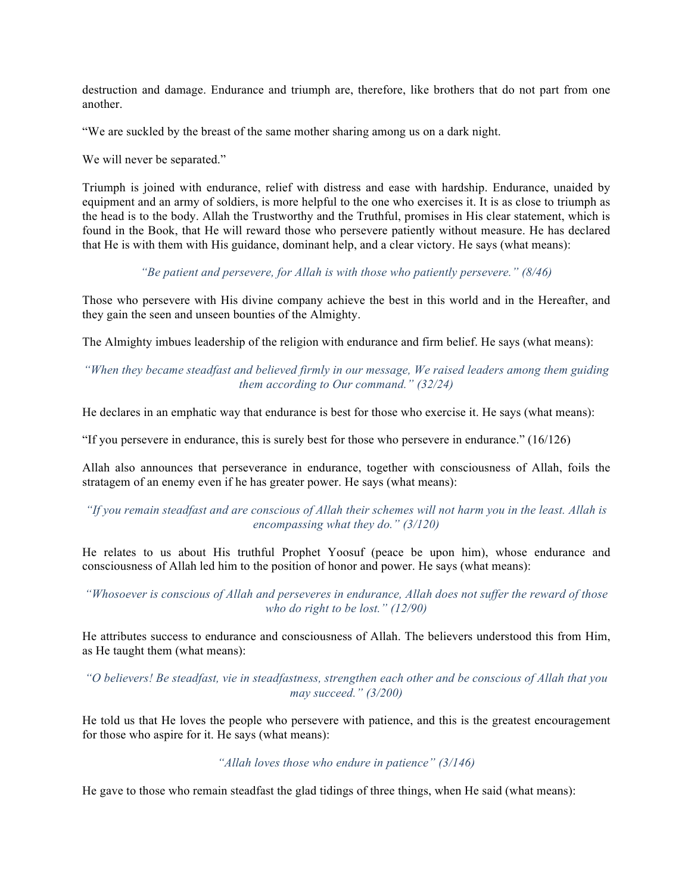destruction and damage. Endurance and triumph are, therefore, like brothers that do not part from one another.

"We are suckled by the breast of the same mother sharing among us on a dark night.

We will never be separated."

Triumph is joined with endurance, relief with distress and ease with hardship. Endurance, unaided by equipment and an army of soldiers, is more helpful to the one who exercises it. It is as close to triumph as the head is to the body. Allah the Trustworthy and the Truthful, promises in His clear statement, which is found in the Book, that He will reward those who persevere patiently without measure. He has declared that He is with them with His guidance, dominant help, and a clear victory. He says (what means):

*"Be patient and persevere, for Allah is with those who patiently persevere." (8/46)*

Those who persevere with His divine company achieve the best in this world and in the Hereafter, and they gain the seen and unseen bounties of the Almighty.

The Almighty imbues leadership of the religion with endurance and firm belief. He says (what means):

*"When they became steadfast and believed firmly in our message, We raised leaders among them guiding them according to Our command." (32/24)*

He declares in an emphatic way that endurance is best for those who exercise it. He says (what means):

"If you persevere in endurance, this is surely best for those who persevere in endurance." (16/126)

Allah also announces that perseverance in endurance, together with consciousness of Allah, foils the stratagem of an enemy even if he has greater power. He says (what means):

*"If you remain steadfast and are conscious of Allah their schemes will not harm you in the least. Allah is encompassing what they do." (3/120)*

He relates to us about His truthful Prophet Yoosuf (peace be upon him), whose endurance and consciousness of Allah led him to the position of honor and power. He says (what means):

*"Whosoever is conscious of Allah and perseveres in endurance, Allah does not suffer the reward of those who do right to be lost." (12/90)*

He attributes success to endurance and consciousness of Allah. The believers understood this from Him, as He taught them (what means):

*"O believers! Be steadfast, vie in steadfastness, strengthen each other and be conscious of Allah that you may succeed." (3/200)*

He told us that He loves the people who persevere with patience, and this is the greatest encouragement for those who aspire for it. He says (what means):

*"Allah loves those who endure in patience" (3/146)*

He gave to those who remain steadfast the glad tidings of three things, when He said (what means):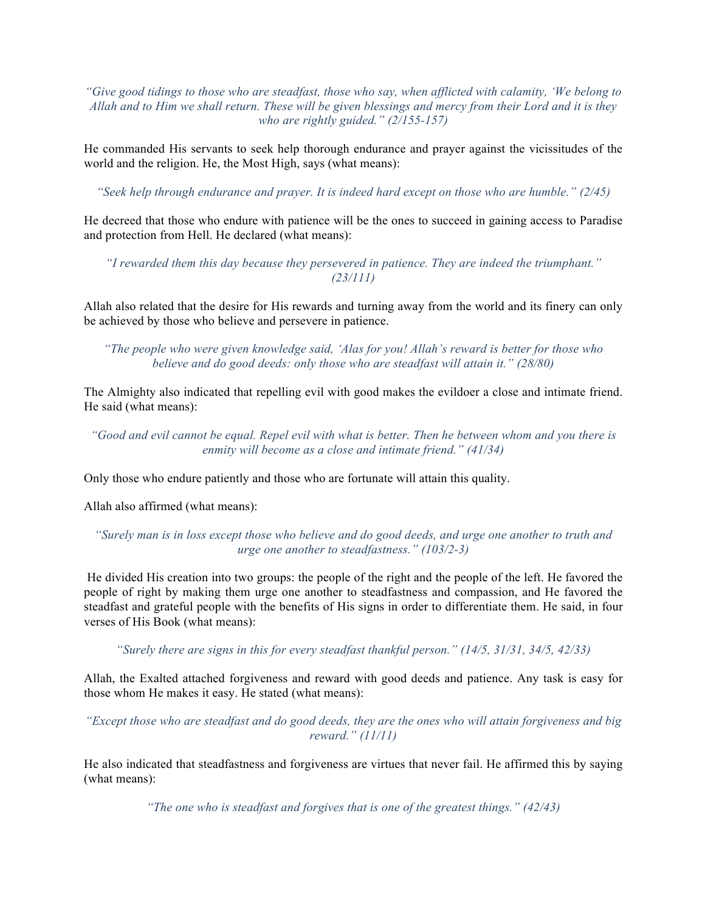*“Give good tidings to those who are steadfast, those who say, when afflicted with calamity, ‘We belong to Allah and to Him we shall return. These will be given blessings and mercy from their Lord and it is they who are rightly guided.” (2/155-157)*

He commanded His servants to seek help thorough endurance and prayer against the vicissitudes of the world and the religion. He, the Most High, says (what means):

*“Seek help through endurance and prayer. It is indeed hard except on those who are humble.” (2/45)*

He decreed that those who endure with patience will be the ones to succeed in gaining access to Paradise and protection from Hell. He declared (what means):

*“I rewarded them this day because they persevered in patience. They are indeed the triumphant.” (23/111)*

Allah also related that the desire for His rewards and turning away from the world and its finery can only be achieved by those who believe and persevere in patience.

*“The people who were given knowledge said, ‘Alas for you! Allah’s reward is better for those who believe and do good deeds: only those who are steadfast will attain it.” (28/80)*

The Almighty also indicated that repelling evil with good makes the evildoer a close and intimate friend. He said (what means):

*“Good and evil cannot be equal. Repel evil with what is better. Then he between whom and you there is enmity will become as a close and intimate friend.” (41/34)*

Only those who endure patiently and those who are fortunate will attain this quality.

Allah also affirmed (what means):

*“Surely man is in loss except those who believe and do good deeds, and urge one another to truth and urge one another to steadfastness.” (103/2-3)*

He divided His creation into two groups: the people of the right and the people of the left. He favored the people of right by making them urge one another to steadfastness and compassion, and He favored the steadfast and grateful people with the benefits of His signs in order to differentiate them. He said, in four verses of His Book (what means):

*“Surely there are signs in this for every steadfast thankful person.” (14/5, 31/31, 34/5, 42/33)*

Allah, the Exalted attached forgiveness and reward with good deeds and patience. Any task is easy for those whom He makes it easy. He stated (what means):

*“Except those who are steadfast and do good deeds, they are the ones who will attain forgiveness and big reward.” (11/11)*

He also indicated that steadfastness and forgiveness are virtues that never fail. He affirmed this by saying (what means):

*“The one who is steadfast and forgives that is one of the greatest things.” (42/43)*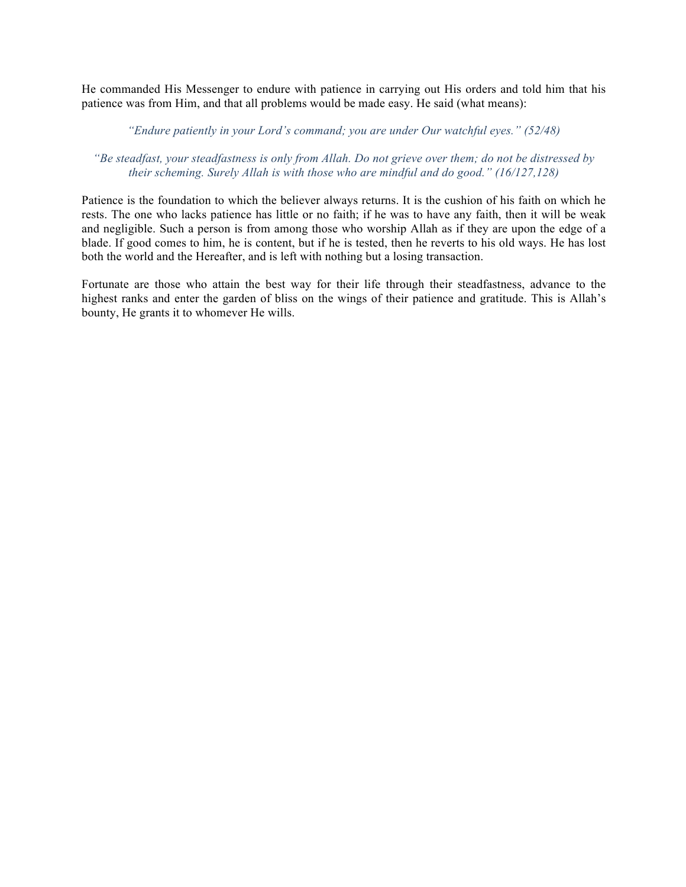He commanded His Messenger to endure with patience in carrying out His orders and told him that his patience was from Him, and that all problems would be made easy. He said (what means):

> *"Endure patiently in your Lord's command; you are under Our watchful eyes." (52/48)*

> *"Be steadfast, your steadfastness is only from Allah. Do not grieve over them; do not be distressed by their scheming. Surely Allah is with those who are mindful and do good." (16/127,128)*

Patience is the foundation to which the believer always returns. It is the cushion of his faith on which he rests. The one who lacks patience has little or no faith; if he was to have any faith, then it will be weak and negligible. Such a person is from among those who worship Allah as if they are upon the edge of a blade. If good comes to him, he is content, but if he is tested, then he reverts to his old ways. He has lost both the world and the Hereafter, and is left with nothing but a losing transaction.

Fortunate are those who attain the best way for their life through their steadfastness, advance to the highest ranks and enter the garden of bliss on the wings of their patience and gratitude. This is Allah's bounty, He grants it to whomever He wills.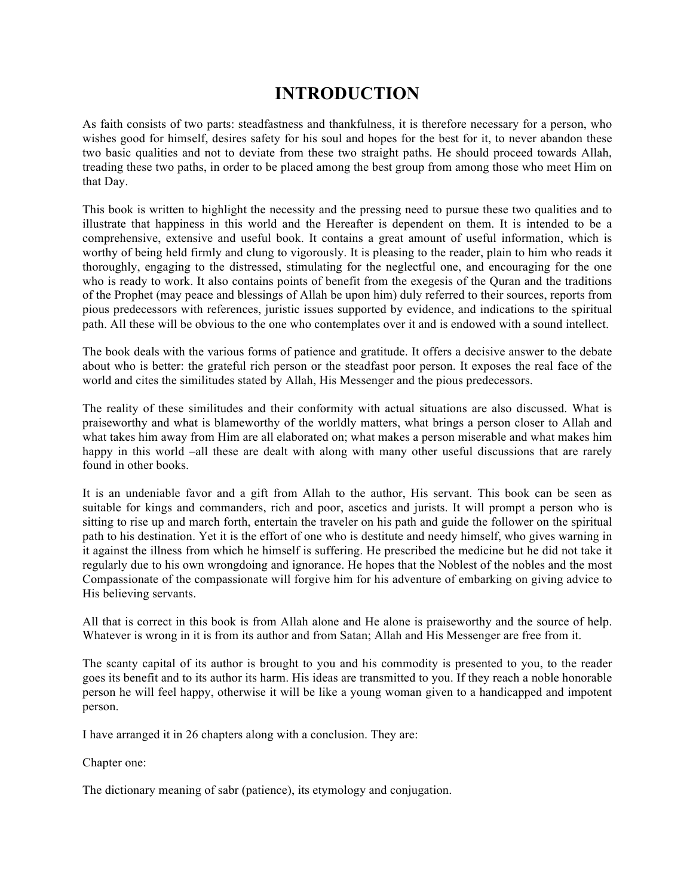# INTRODUCTION

As faith consists of two parts: steadfastness and thankfulness, it is therefore necessary for a person, who wishes good for himself, desires safety for his soul and hopes for the best for it, to never abandon these two basic qualities and not to deviate from these two straight paths. He should proceed towards Allah, treading these two paths, in order to be placed among the best group from among those who meet Him on that Day.

This book is written to highlight the necessity and the pressing need to pursue these two qualities and to illustrate that happiness in this world and the Hereafter is dependent on them. It is intended to be a comprehensive, extensive and useful book. It contains a great amount of useful information, which is worthy of being held firmly and clung to vigorously. It is pleasing to the reader, plain to him who reads it thoroughly, engaging to the distressed, stimulating for the neglectful one, and encouraging for the one who is ready to work. It also contains points of benefit from the exegesis of the Quran and the traditions of the Prophet (may peace and blessings of Allah be upon him) duly referred to their sources, reports from pious predecessors with references, juristic issues supported by evidence, and indications to the spiritual path. All these will be obvious to the one who contemplates over it and is endowed with a sound intellect.

The book deals with the various forms of patience and gratitude. It offers a decisive answer to the debate about who is better: the grateful rich person or the steadfast poor person. It exposes the real face of the world and cites the similitudes stated by Allah, His Messenger and the pious predecessors.

The reality of these similitudes and their conformity with actual situations are also discussed. What is praiseworthy and what is blameworthy of the worldly matters, what brings a person closer to Allah and what takes him away from Him are all elaborated on; what makes a person miserable and what makes him happy in this world –all these are dealt with along with many other useful discussions that are rarely found in other books.

It is an undeniable favor and a gift from Allah to the author, His servant. This book can be seen as suitable for kings and commanders, rich and poor, ascetics and jurists. It will prompt a person who is sitting to rise up and march forth, entertain the traveler on his path and guide the follower on the spiritual path to his destination. Yet it is the effort of one who is destitute and needy himself, who gives warning in it against the illness from which he himself is suffering. He prescribed the medicine but he did not take it regularly due to his own wrongdoing and ignorance. He hopes that the Noblest of the nobles and the most Compassionate of the compassionate will forgive him for his adventure of embarking on giving advice to His believing servants.

All that is correct in this book is from Allah alone and He alone is praiseworthy and the source of help. Whatever is wrong in it is from its author and from Satan; Allah and His Messenger are free from it.

The scanty capital of its author is brought to you and his commodity is presented to you, to the reader goes its benefit and to its author its harm. His ideas are transmitted to you. If they reach a noble honorable person he will feel happy, otherwise it will be like a young woman given to a handicapped and impotent person.

I have arranged it in 26 chapters along with a conclusion. They are:

Chapter one:

The dictionary meaning of sabr (patience), its etymology and conjugation.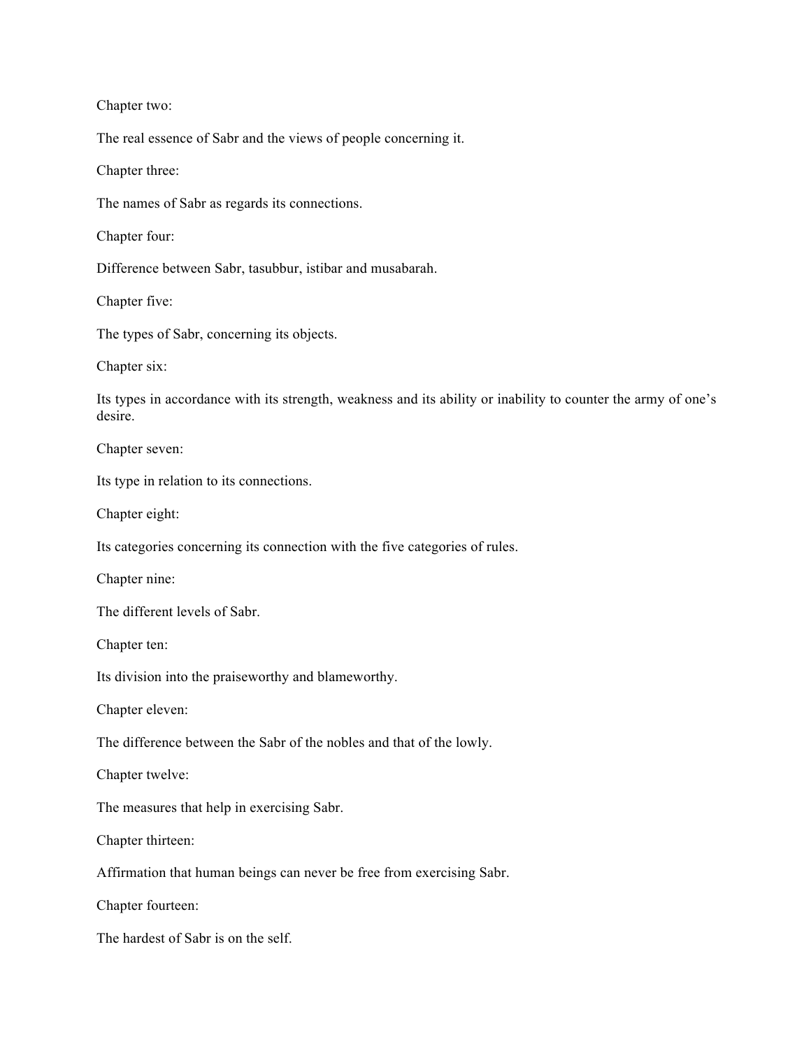Chapter two:

The real essence of Sabr and the views of people concerning it.

Chapter three:

The names of Sabr as regards its connections.

Chapter four:

Difference between Sabr, tasubbur, istibar and musabarah.

Chapter five:

The types of Sabr, concerning its objects.

Chapter six:

Its types in accordance with its strength, weakness and its ability or inability to counter the army of one's desire.

Chapter seven:

Its type in relation to its connections.

Chapter eight:

Its categories concerning its connection with the five categories of rules.

Chapter nine:

The different levels of Sabr.

Chapter ten:

Its division into the praiseworthy and blameworthy.

Chapter eleven:

The difference between the Sabr of the nobles and that of the lowly.

Chapter twelve:

The measures that help in exercising Sabr.

Chapter thirteen:

Affirmation that human beings can never be free from exercising Sabr.

Chapter fourteen:

The hardest of Sabr is on the self.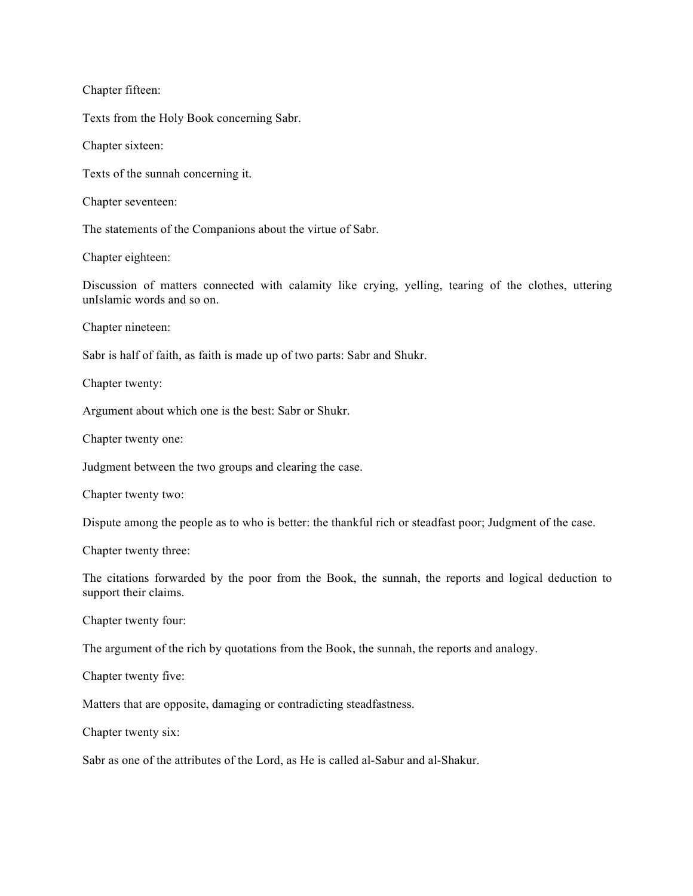Chapter fifteen:

Texts from the Holy Book concerning Sabr.

Chapter sixteen:

Texts of the sunnah concerning it.

Chapter seventeen:

The statements of the Companions about the virtue of Sabr.

Chapter eighteen:

Discussion of matters connected with calamity like crying, yelling, tearing of the clothes, uttering unIslamic words and so on.

Chapter nineteen:

Sabr is half of faith, as faith is made up of two parts: Sabr and Shukr.

Chapter twenty:

Argument about which one is the best: Sabr or Shukr.

Chapter twenty one:

Judgment between the two groups and clearing the case.

Chapter twenty two:

Dispute among the people as to who is better: the thankful rich or steadfast poor; Judgment of the case.

Chapter twenty three:

The citations forwarded by the poor from the Book, the sunnah, the reports and logical deduction to support their claims.

Chapter twenty four:

The argument of the rich by quotations from the Book, the sunnah, the reports and analogy.

Chapter twenty five:

Matters that are opposite, damaging or contradicting steadfastness.

Chapter twenty six:

Sabr as one of the attributes of the Lord, as He is called al-Sabur and al-Shakur.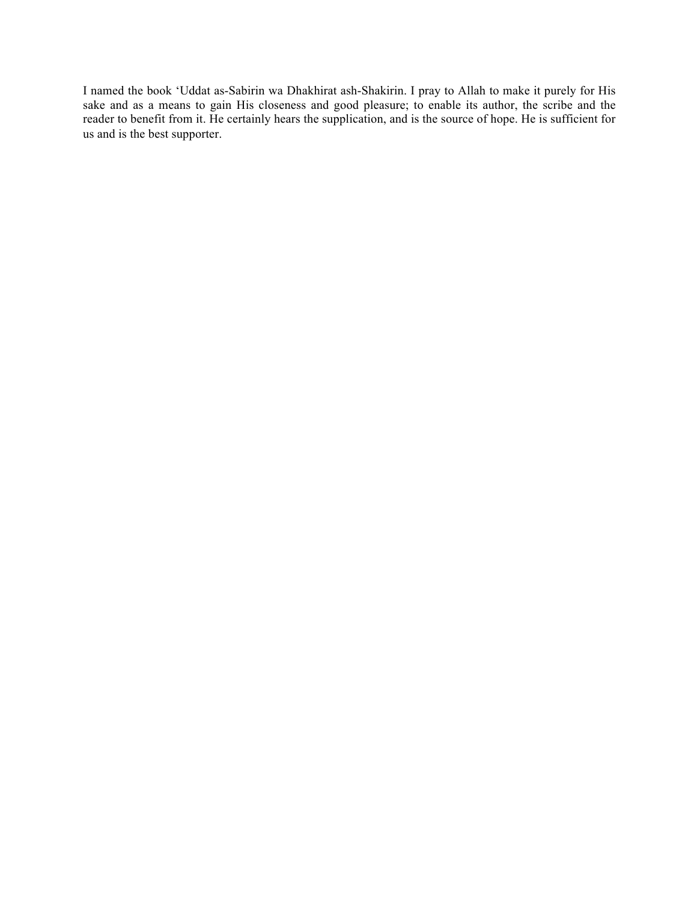I named the book 'Uddat as-Sabirin wa Dhakhirat ash-Shakirin. I pray to Allah to make it purely for His sake and as a means to gain His closeness and good pleasure; to enable its author, the scribe and the reader to benefit from it. He certainly hears the supplication, and is the source of hope. He is sufficient for us and is the best supporter.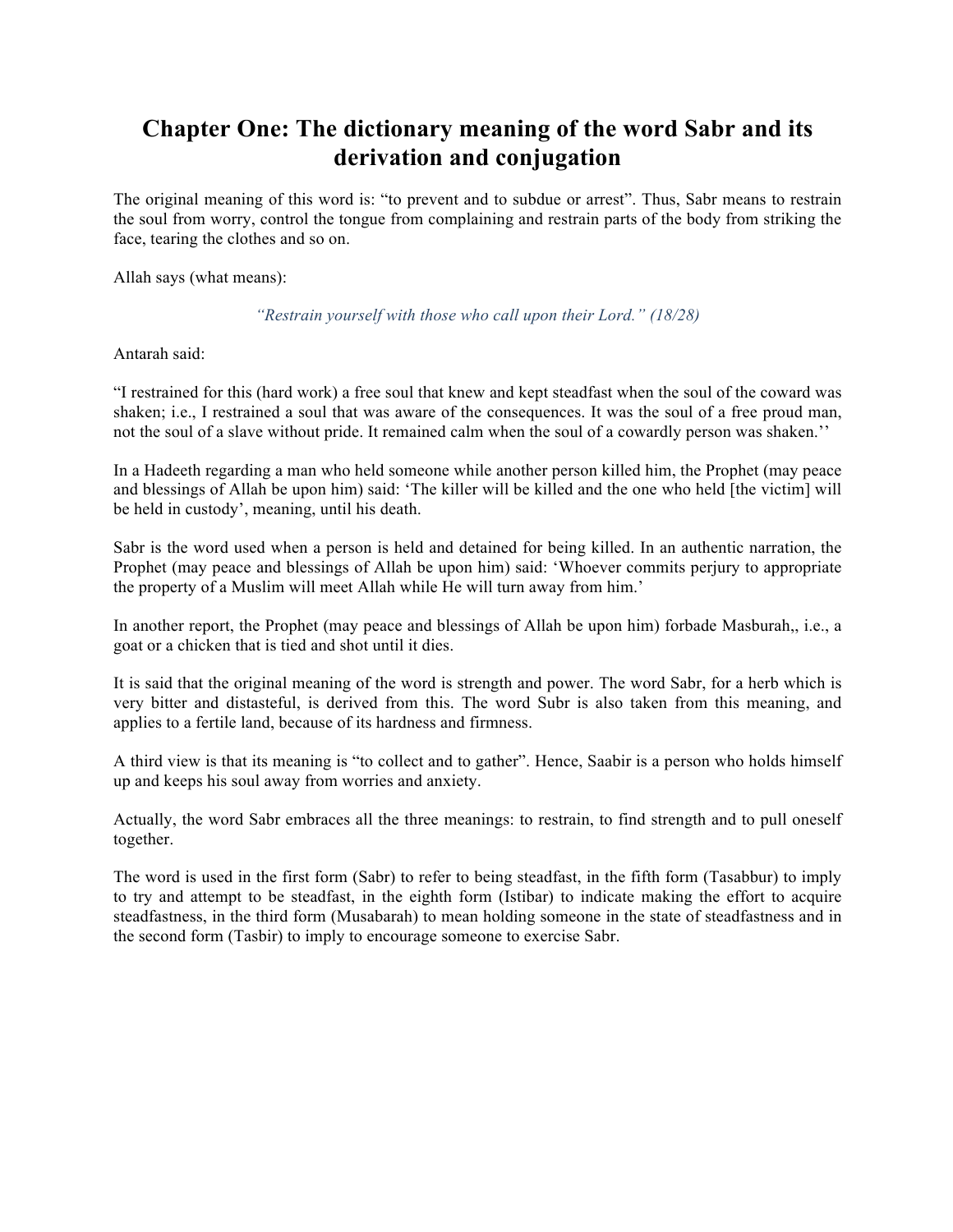# Chapter One: The dictionary meaning of the word Sabr and its derivation and conjugation

The original meaning of this word is: "to prevent and to subdue or arrest". Thus, Sabr means to restrain the soul from worry, control the tongue from complaining and restrain parts of the body from striking the face, tearing the clothes and so on.

Allah says (what means):

*"Restrain yourself with those who call upon their Lord." (18/28)*

Antarah said:

"I restrained for this (hard work) a free soul that knew and kept steadfast when the soul of the coward was shaken; i.e., I restrained a soul that was aware of the consequences. It was the soul of a free proud man, not the soul of a slave without pride. It remained calm when the soul of a cowardly person was shaken.''

In a Hadeeth regarding a man who held someone while another person killed him, the Prophet (may peace and blessings of Allah be upon him) said: 'The killer will be killed and the one who held [the victim] will be held in custody', meaning, until his death.

Sabr is the word used when a person is held and detained for being killed. In an authentic narration, the Prophet (may peace and blessings of Allah be upon him) said: 'Whoever commits perjury to appropriate the property of a Muslim will meet Allah while He will turn away from him.'

In another report, the Prophet (may peace and blessings of Allah be upon him) forbade Masburah,, i.e., a goat or a chicken that is tied and shot until it dies.

It is said that the original meaning of the word is strength and power. The word Sabr, for a herb which is very bitter and distasteful, is derived from this. The word Subr is also taken from this meaning, and applies to a fertile land, because of its hardness and firmness.

A third view is that its meaning is "to collect and to gather". Hence, Saabir is a person who holds himself up and keeps his soul away from worries and anxiety.

Actually, the word Sabr embraces all the three meanings: to restrain, to find strength and to pull oneself together.

The word is used in the first form (Sabr) to refer to being steadfast, in the fifth form (Tasabbur) to imply to try and attempt to be steadfast, in the eighth form (Istibar) to indicate making the effort to acquire steadfastness, in the third form (Musabarah) to mean holding someone in the state of steadfastness and in the second form (Tasbir) to imply to encourage someone to exercise Sabr.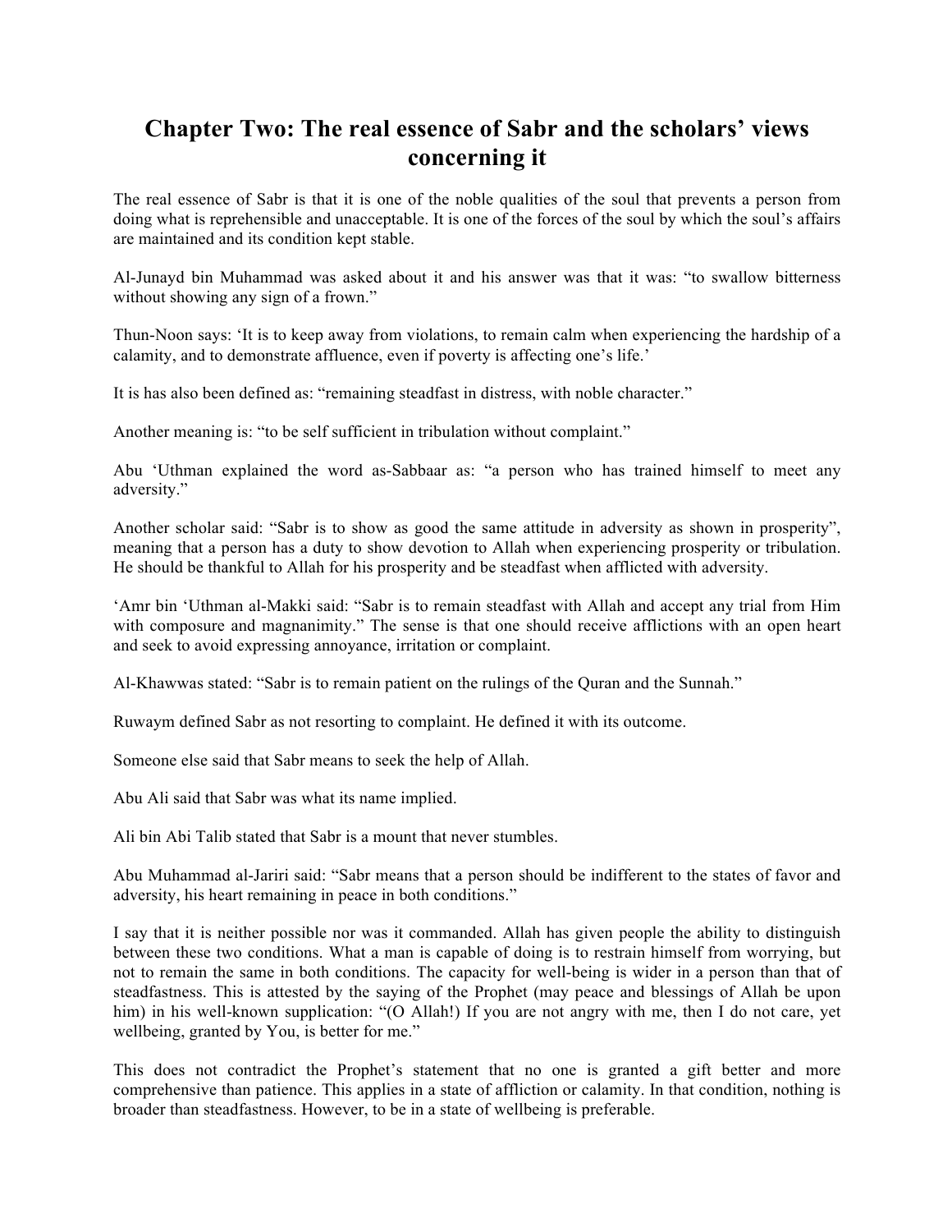# Chapter Two: The real essence of Sabr and the scholars' views concerning it

The real essence of Sabr is that it is one of the noble qualities of the soul that prevents a person from doing what is reprehensible and unacceptable. It is one of the forces of the soul by which the soul's affairs are maintained and its condition kept stable.

Al-Junayd bin Muhammad was asked about it and his answer was that it was: "to swallow bitterness without showing any sign of a frown."

Thun-Noon says: 'It is to keep away from violations, to remain calm when experiencing the hardship of a calamity, and to demonstrate affluence, even if poverty is affecting one's life.'

It is has also been defined as: "remaining steadfast in distress, with noble character."

Another meaning is: "to be self sufficient in tribulation without complaint."

Abu 'Uthman explained the word as-Sabbaar as: "a person who has trained himself to meet any adversity."

Another scholar said: "Sabr is to show as good the same attitude in adversity as shown in prosperity", meaning that a person has a duty to show devotion to Allah when experiencing prosperity or tribulation. He should be thankful to Allah for his prosperity and be steadfast when afflicted with adversity.

'Amr bin 'Uthman al-Makki said: "Sabr is to remain steadfast with Allah and accept any trial from Him with composure and magnanimity." The sense is that one should receive afflictions with an open heart and seek to avoid expressing annoyance, irritation or complaint.

Al-Khawwas stated: "Sabr is to remain patient on the rulings of the Quran and the Sunnah."

Ruwaym defined Sabr as not resorting to complaint. He defined it with its outcome.

Someone else said that Sabr means to seek the help of Allah.

Abu Ali said that Sabr was what its name implied.

Ali bin Abi Talib stated that Sabr is a mount that never stumbles.

Abu Muhammad al-Jariri said: "Sabr means that a person should be indifferent to the states of favor and adversity, his heart remaining in peace in both conditions."

I say that it is neither possible nor was it commanded. Allah has given people the ability to distinguish between these two conditions. What a man is capable of doing is to restrain himself from worrying, but not to remain the same in both conditions. The capacity for well-being is wider in a person than that of steadfastness. This is attested by the saying of the Prophet (may peace and blessings of Allah be upon him) in his well-known supplication: "(O Allah!) If you are not angry with me, then I do not care, yet wellbeing, granted by You, is better for me."

This does not contradict the Prophet's statement that no one is granted a gift better and more comprehensive than patience. This applies in a state of affliction or calamity. In that condition, nothing is broader than steadfastness. However, to be in a state of wellbeing is preferable.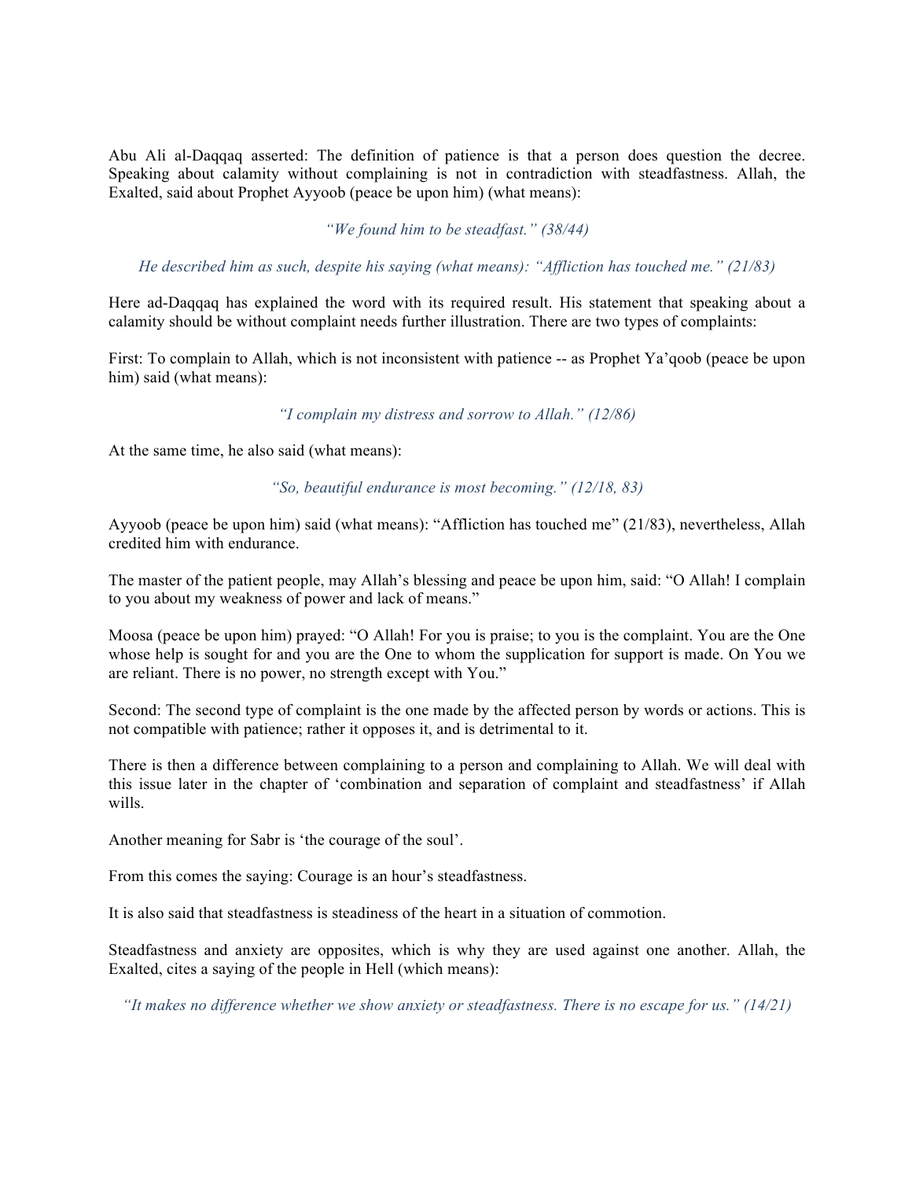Abu Ali al-Daqqaq asserted: The definition of patience is that a person does question the decree. Speaking about calamity without complaining is not in contradiction with steadfastness. Allah, the Exalted, said about Prophet Ayyoob (peace be upon him) (what means):

*"We found him to be steadfast." (38/44)*

*He described him as such, despite his saying (what means): "Affliction has touched me." (21/83)*

Here ad-Daqqaq has explained the word with its required result. His statement that speaking about a calamity should be without complaint needs further illustration. There are two types of complaints:

First: To complain to Allah, which is not inconsistent with patience -- as Prophet Ya'qoob (peace be upon him) said (what means):

*"I complain my distress and sorrow to Allah." (12/86)*

At the same time, he also said (what means):

*"So, beautiful endurance is most becoming." (12/18, 83)*

Ayyoob (peace be upon him) said (what means): "Affliction has touched me" (21/83), nevertheless, Allah credited him with endurance.

The master of the patient people, may Allah's blessing and peace be upon him, said: "O Allah! I complain to you about my weakness of power and lack of means."

Moosa (peace be upon him) prayed: "O Allah! For you is praise; to you is the complaint. You are the One whose help is sought for and you are the One to whom the supplication for support is made. On You we are reliant. There is no power, no strength except with You."

Second: The second type of complaint is the one made by the affected person by words or actions. This is not compatible with patience; rather it opposes it, and is detrimental to it.

There is then a difference between complaining to a person and complaining to Allah. We will deal with this issue later in the chapter of 'combination and separation of complaint and steadfastness' if Allah wills.

Another meaning for Sabr is 'the courage of the soul'.

From this comes the saying: Courage is an hour's steadfastness.

It is also said that steadfastness is steadiness of the heart in a situation of commotion.

Steadfastness and anxiety are opposites, which is why they are used against one another. Allah, the Exalted, cites a saying of the people in Hell (which means):

*"It makes no difference whether we show anxiety or steadfastness. There is no escape for us." (14/21)*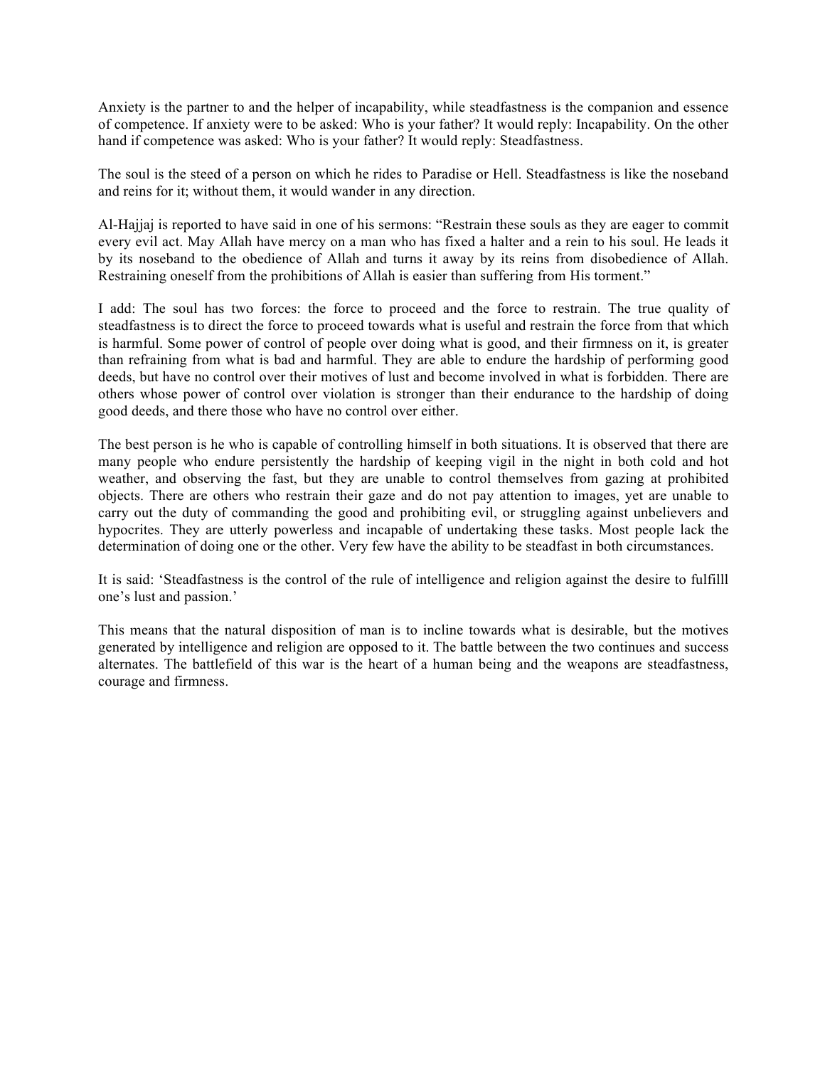Anxiety is the partner to and the helper of incapability, while steadfastness is the companion and essence of competence. If anxiety were to be asked: Who is your father? It would reply: Incapability. On the other hand if competence was asked: Who is your father? It would reply: Steadfastness.

The soul is the steed of a person on which he rides to Paradise or Hell. Steadfastness is like the noseband and reins for it; without them, it would wander in any direction.

Al-Hajjaj is reported to have said in one of his sermons: "Restrain these souls as they are eager to commit every evil act. May Allah have mercy on a man who has fixed a halter and a rein to his soul. He leads it by its noseband to the obedience of Allah and turns it away by its reins from disobedience of Allah. Restraining oneself from the prohibitions of Allah is easier than suffering from His torment."

I add: The soul has two forces: the force to proceed and the force to restrain. The true quality of steadfastness is to direct the force to proceed towards what is useful and restrain the force from that which is harmful. Some power of control of people over doing what is good, and their firmness on it, is greater than refraining from what is bad and harmful. They are able to endure the hardship of performing good deeds, but have no control over their motives of lust and become involved in what is forbidden. There are others whose power of control over violation is stronger than their endurance to the hardship of doing good deeds, and there those who have no control over either.

The best person is he who is capable of controlling himself in both situations. It is observed that there are many people who endure persistently the hardship of keeping vigil in the night in both cold and hot weather, and observing the fast, but they are unable to control themselves from gazing at prohibited objects. There are others who restrain their gaze and do not pay attention to images, yet are unable to carry out the duty of commanding the good and prohibiting evil, or struggling against unbelievers and hypocrites. They are utterly powerless and incapable of undertaking these tasks. Most people lack the determination of doing one or the other. Very few have the ability to be steadfast in both circumstances.

It is said: 'Steadfastness is the control of the rule of intelligence and religion against the desire to fulfilll one's lust and passion.'

This means that the natural disposition of man is to incline towards what is desirable, but the motives generated by intelligence and religion are opposed to it. The battle between the two continues and success alternates. The battlefield of this war is the heart of a human being and the weapons are steadfastness, courage and firmness.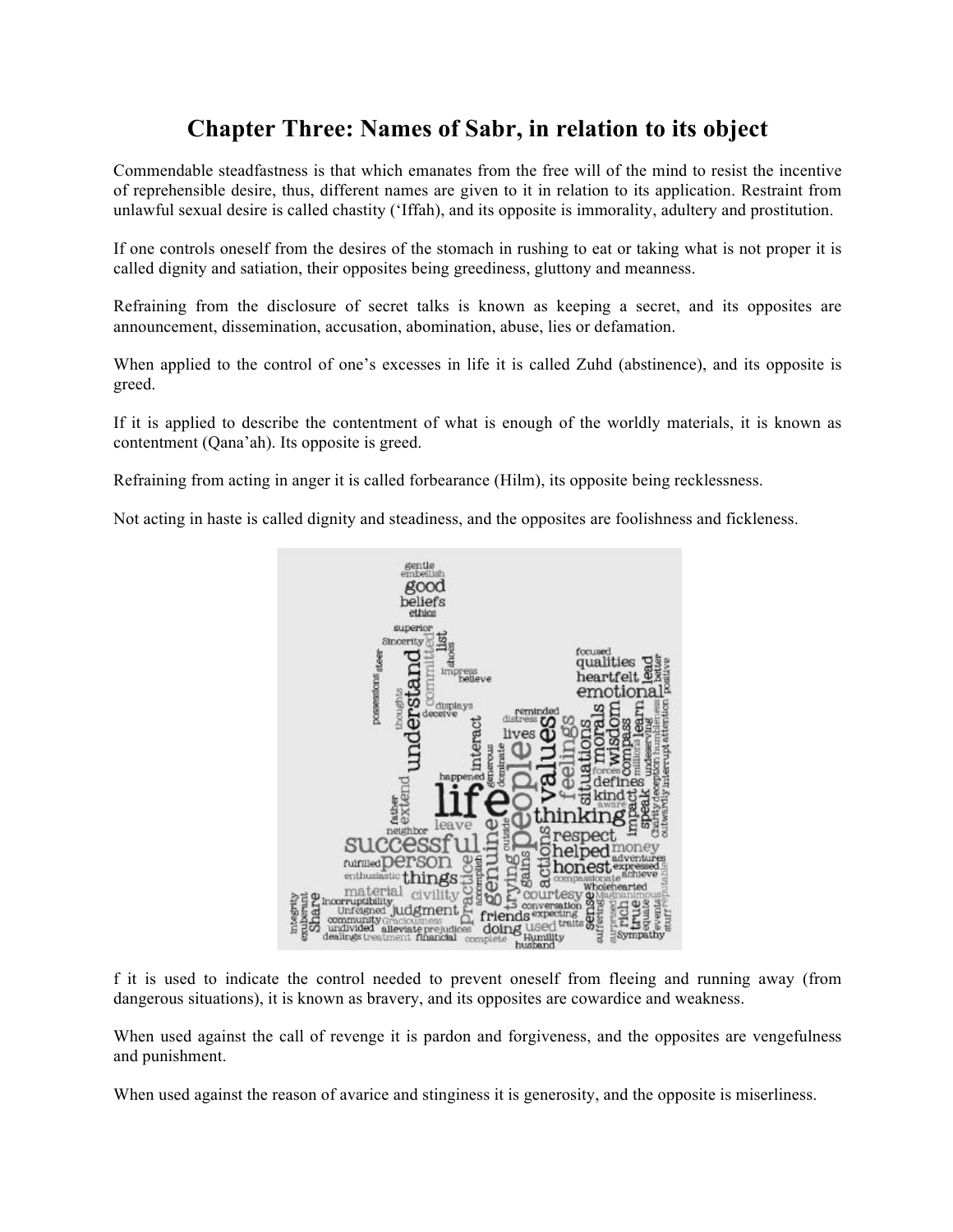# Chapter Three: Names of Sabr, in relation to its object

Commendable steadfastness is that which emanates from the free will of the mind to resist the incentive of reprehensible desire, thus, different names are given to it in relation to its application. Restraint from unlawful sexual desire is called chastity ('Iffah), and its opposite is immorality, adultery and prostitution.

If one controls oneself from the desires of the stomach in rushing to eat or taking what is not proper it is called dignity and satiation, their opposites being greediness, gluttony and meanness.

Refraining from the disclosure of secret talks is known as keeping a secret, and its opposites are announcement, dissemination, accusation, abomination, abuse, lies or defamation.

When applied to the control of one's excesses in life it is called Zuhd (abstinence), and its opposite is greed.

If it is applied to describe the contentment of what is enough of the worldly materials, it is known as contentment (Qana'ah). Its opposite is greed.

Refraining from acting in anger it is called forbearance (Hilm), its opposite being recklessness.

Not acting in haste is called dignity and steadiness, and the opposites are foolishness and fickleness.

f it is used to indicate the control needed to prevent oneself from fleeing and running away (from dangerous situations), it is known as bravery, and its opposites are cowardice and weakness.

When used against the call of revenge it is pardon and forgiveness, and the opposites are vengefulness and punishment.

When used against the reason of avarice and stinginess it is generosity, and the opposite is miserliness.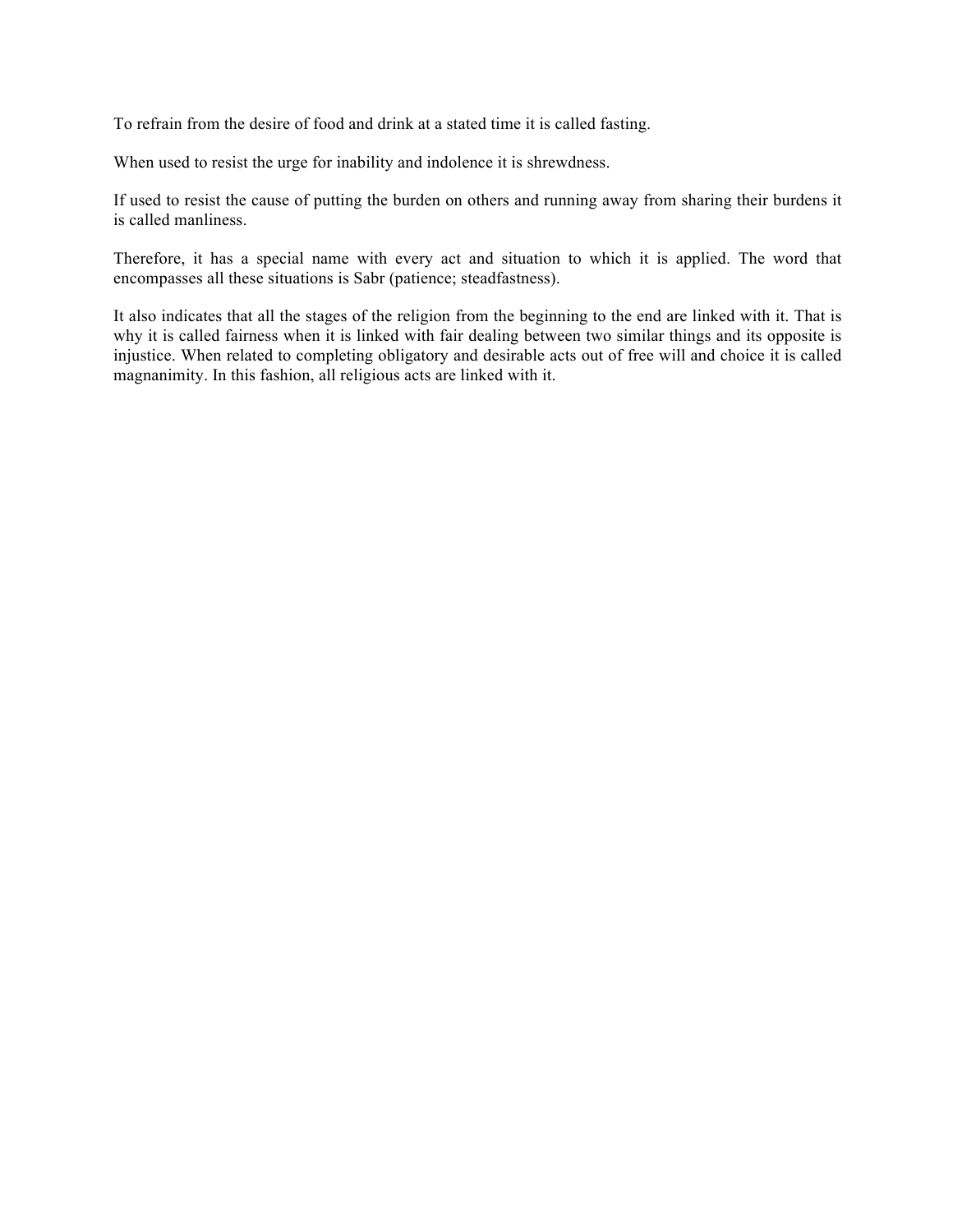To refrain from the desire of food and drink at a stated time it is called fasting.

When used to resist the urge for inability and indolence it is shrewdness.

If used to resist the cause of putting the burden on others and running away from sharing their burdens it is called manliness.

Therefore, it has a special name with every act and situation to which it is applied. The word that encompasses all these situations is Sabr (patience; steadfastness).

It also indicates that all the stages of the religion from the beginning to the end are linked with it. That is why it is called fairness when it is linked with fair dealing between two similar things and its opposite is injustice. When related to completing obligatory and desirable acts out of free will and choice it is called magnanimity. In this fashion, all religious acts are linked with it.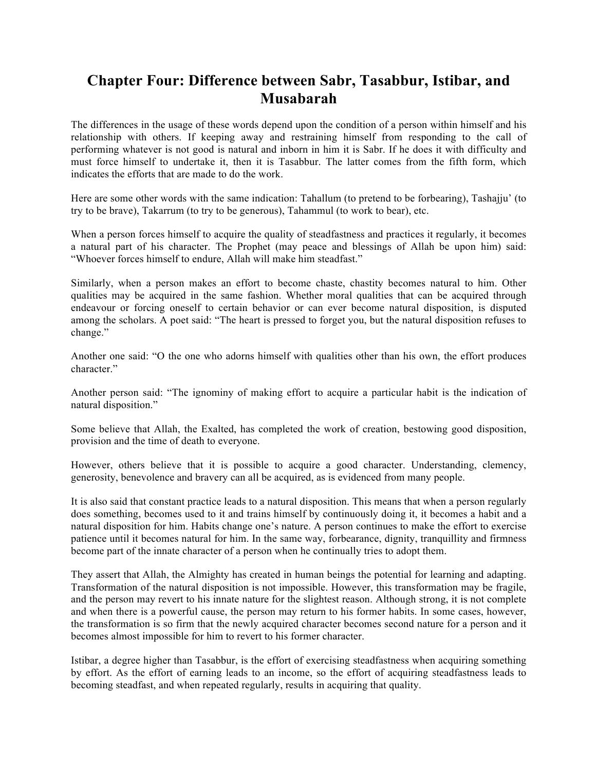# Chapter Four: Difference between Sabr, Tasabbur, Istibar, and Musabarah

The differences in the usage of these words depend upon the condition of a person within himself and his relationship with others. If keeping away and restraining himself from responding to the call of performing whatever is not good is natural and inborn in him it is Sabr. If he does it with difficulty and must force himself to undertake it, then it is Tasabbur. The latter comes from the fifth form, which indicates the efforts that are made to do the work.

Here are some other words with the same indication: Tahallum (to pretend to be forbearing), Tashajju' (to try to be brave), Takarrum (to try to be generous), Tahammul (to work to bear), etc.

When a person forces himself to acquire the quality of steadfastness and practices it regularly, it becomes a natural part of his character. The Prophet (may peace and blessings of Allah be upon him) said: "Whoever forces himself to endure, Allah will make him steadfast."

Similarly, when a person makes an effort to become chaste, chastity becomes natural to him. Other qualities may be acquired in the same fashion. Whether moral qualities that can be acquired through endeavour or forcing oneself to certain behavior or can ever become natural disposition, is disputed among the scholars. A poet said: "The heart is pressed to forget you, but the natural disposition refuses to change."

Another one said: "O the one who adorns himself with qualities other than his own, the effort produces character."

Another person said: "The ignominy of making effort to acquire a particular habit is the indication of natural disposition."

Some believe that Allah, the Exalted, has completed the work of creation, bestowing good disposition, provision and the time of death to everyone.

However, others believe that it is possible to acquire a good character. Understanding, clemency, generosity, benevolence and bravery can all be acquired, as is evidenced from many people.

It is also said that constant practice leads to a natural disposition. This means that when a person regularly does something, becomes used to it and trains himself by continuously doing it, it becomes a habit and a natural disposition for him. Habits change one's nature. A person continues to make the effort to exercise patience until it becomes natural for him. In the same way, forbearance, dignity, tranquillity and firmness become part of the innate character of a person when he continually tries to adopt them.

They assert that Allah, the Almighty has created in human beings the potential for learning and adapting. Transformation of the natural disposition is not impossible. However, this transformation may be fragile, and the person may revert to his innate nature for the slightest reason. Although strong, it is not complete and when there is a powerful cause, the person may return to his former habits. In some cases, however, the transformation is so firm that the newly acquired character becomes second nature for a person and it becomes almost impossible for him to revert to his former character.

Istibar, a degree higher than Tasabbur, is the effort of exercising steadfastness when acquiring something by effort. As the effort of earning leads to an income, so the effort of acquiring steadfastness leads to becoming steadfast, and when repeated regularly, results in acquiring that quality.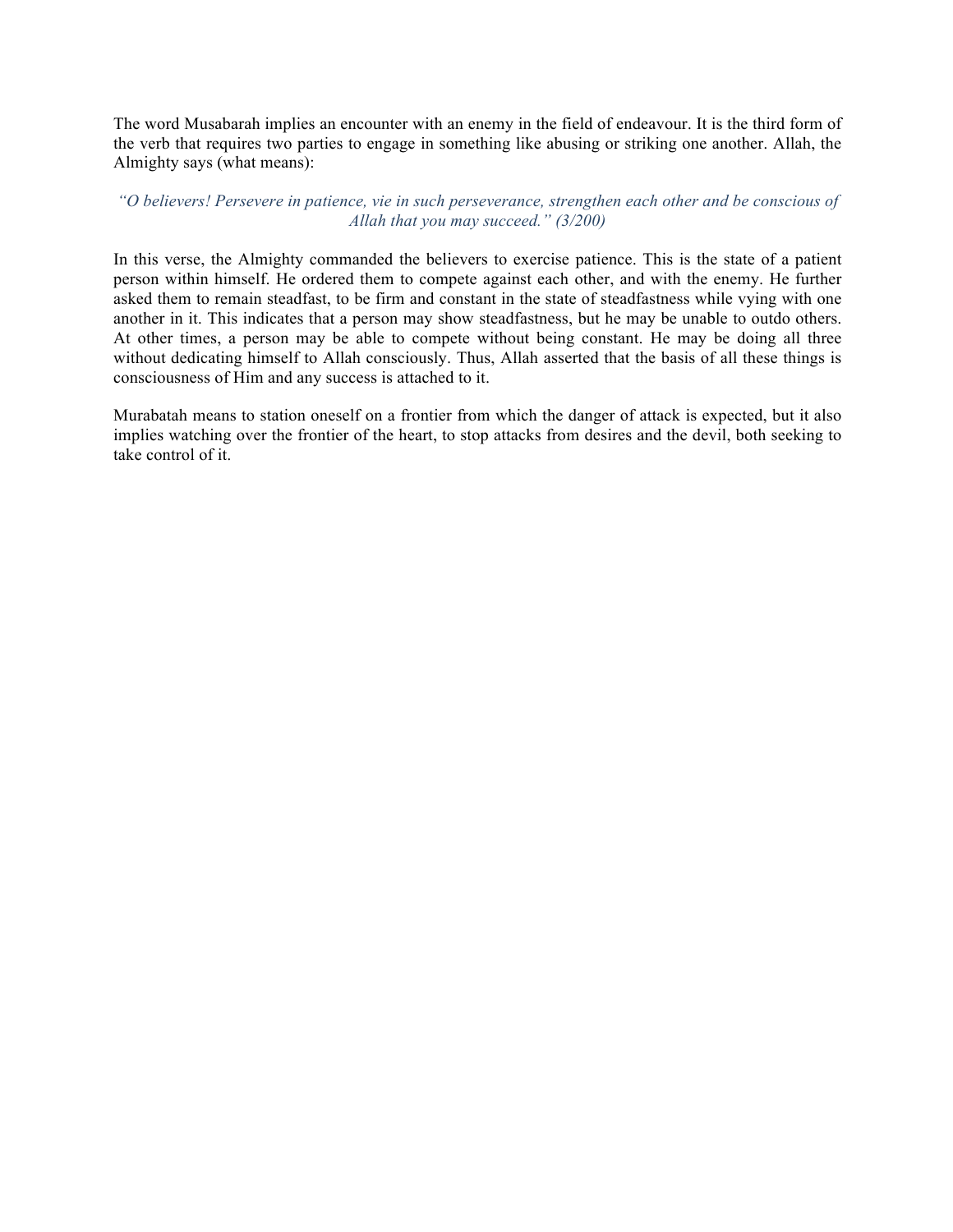The word Musabarah implies an encounter with an enemy in the field of endeavour. It is the third form of the verb that requires two parties to engage in something like abusing or striking one another. Allah, the Almighty says (what means):

*"O believers! Persevere in patience, vie in such perseverance, strengthen each other and be conscious of Allah that you may succeed." (3/200)*

In this verse, the Almighty commanded the believers to exercise patience. This is the state of a patient person within himself. He ordered them to compete against each other, and with the enemy. He further asked them to remain steadfast, to be firm and constant in the state of steadfastness while vying with one another in it. This indicates that a person may show steadfastness, but he may be unable to outdo others. At other times, a person may be able to compete without being constant. He may be doing all three without dedicating himself to Allah consciously. Thus, Allah asserted that the basis of all these things is consciousness of Him and any success is attached to it.

Murabatah means to station oneself on a frontier from which the danger of attack is expected, but it also implies watching over the frontier of the heart, to stop attacks from desires and the devil, both seeking to take control of it.